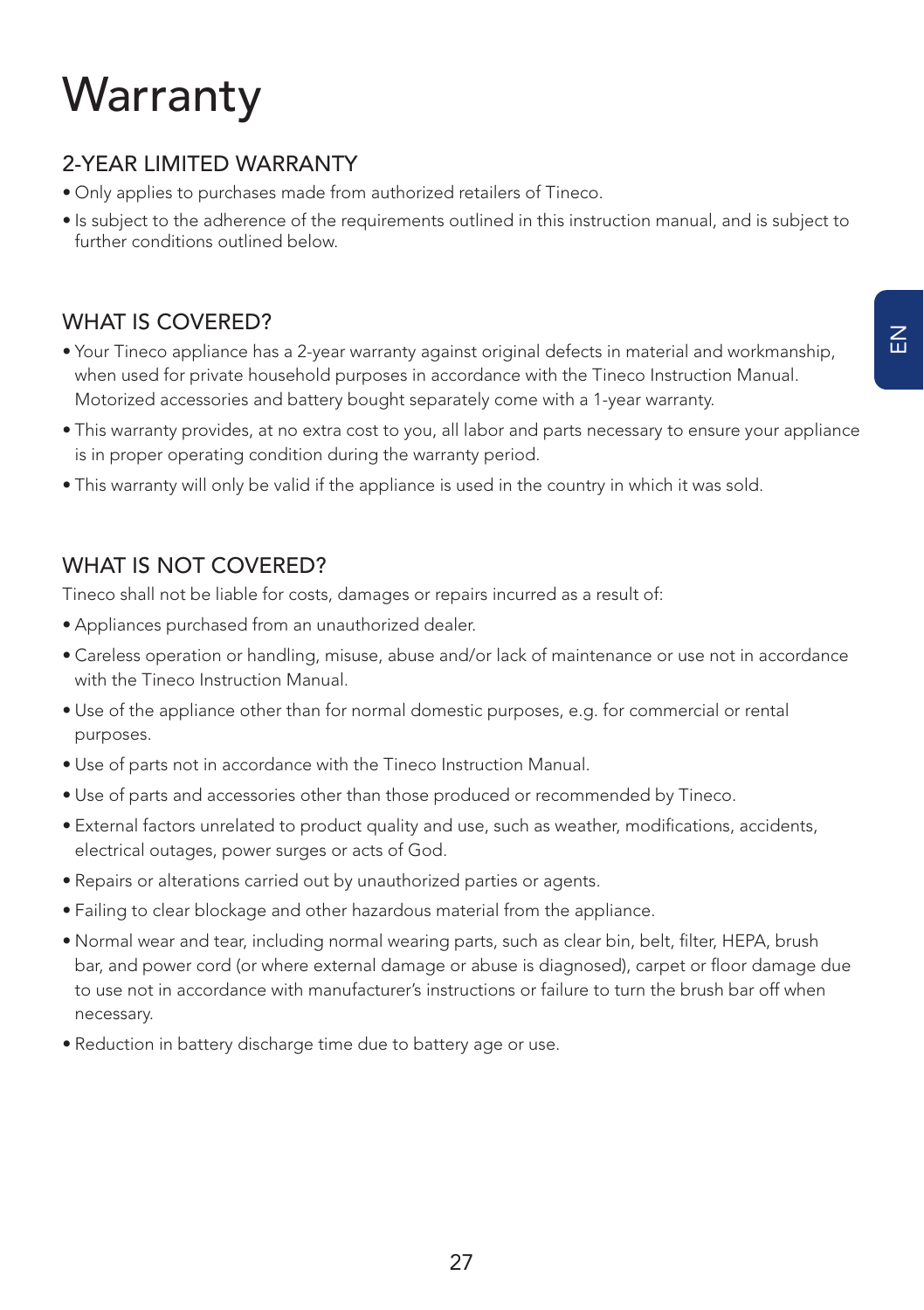# Warranty

## 2-YEAR LIMITED WARRANTY

- Only applies to purchases made from authorized retailers of Tineco.
- Is subject to the adherence of the requirements outlined in this instruction manual, and is subject to further conditions outlined below.

## WHAT IS COVERED?

- Your Tineco appliance has a 2-year warranty against original defects in material and workmanship, when used for private household purposes in accordance with the Tineco Instruction Manual. Motorized accessories and battery bought separately come with a 1-year warranty.
- This warranty provides, at no extra cost to you, all labor and parts necessary to ensure your appliance is in proper operating condition during the warranty period.
- This warranty will only be valid if the appliance is used in the country in which it was sold.

## WHAT IS NOT COVERED?

Tineco shall not be liable for costs, damages or repairs incurred as a result of:

- Appliances purchased from an unauthorized dealer.
- Careless operation or handling, misuse, abuse and/or lack of maintenance or use not in accordance with the Tineco Instruction Manual.
- Use of the appliance other than for normal domestic purposes, e.g. for commercial or rental purposes.
- Use of parts not in accordance with the Tineco Instruction Manual.
- Use of parts and accessories other than those produced or recommended by Tineco.
- External factors unrelated to product quality and use, such as weather, modifications, accidents, electrical outages, power surges or acts of God.
- Repairs or alterations carried out by unauthorized parties or agents.
- Failing to clear blockage and other hazardous material from the appliance.
- Normal wear and tear, including normal wearing parts, such as clear bin, belt, filter, HEPA, brush bar, and power cord (or where external damage or abuse is diagnosed), carpet or floor damage due to use not in accordance with manufacturer's instructions or failure to turn the brush bar off when necessary.
- Reduction in battery discharge time due to battery age or use.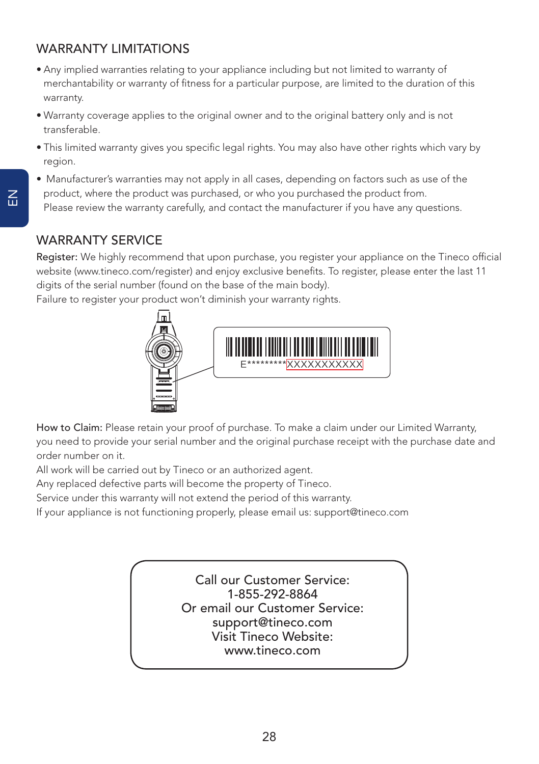## WARRANTY LIMITATIONS

- Any implied warranties relating to your appliance including but not limited to warranty of merchantability or warranty of fitness for a particular purpose, are limited to the duration of this warranty.
- Warranty coverage applies to the original owner and to the original battery only and is not transferable.
- This limited warranty gives you specific legal rights. You may also have other rights which vary by region.
- Manufacturer's warranties may not apply in all cases, depending on factors such as use of the product, where the product was purchased, or who you purchased the product from. Please review the warranty carefully, and contact the manufacturer if you have any questions.

## WARRANTY SERVICE

**Register:** We highly recommend that upon purchase, you register your appliance on the Tineco official website (www.tineco.com/register) and enjoy exclusive benefits. To register, please enter the last 11 digits of the serial number (found on the base of the main body).
Failure to register your product won't diminish your warranty rights.

E*********XXXXXXXXXXX

**How to Claim:** Please retain your proof of purchase. To make a claim under our Limited Warranty, you need to provide your serial number and the original purchase receipt with the purchase date and order number on it.
All work will be carried out by Tineco or an authorized agent.
Any replaced defective parts will become the property of Tineco.
Service under this warranty will not extend the period of this warranty.
If your appliance is not functioning properly, please email us: support@tineco.com

Call our Customer Service:
1-855-292-8864
Or email our Customer Service:
support@tineco.com
Visit Tineco Website:
www.tineco.com